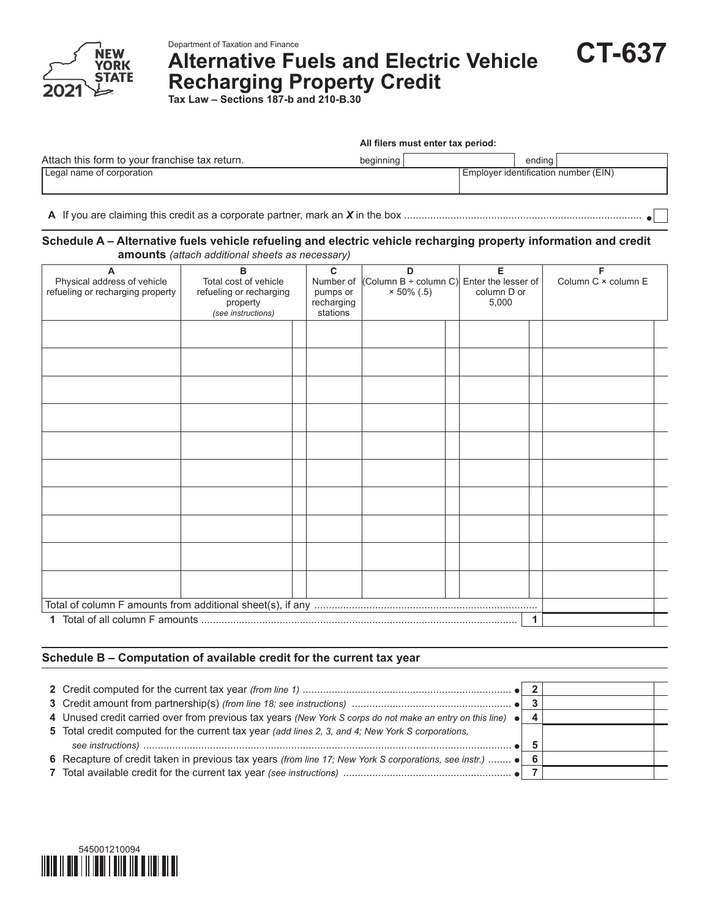Department of Taxation and Finance

# Alternative Fuels and Electric Vehicle Recharging Property Credit

**CT-637**

**Tax Law – Sections 187-b and 210-B.30**

2021

**All filers must enter tax period:**

Attach this form to your franchise tax return.

beginning ______ ending ______

| Legal name of corporation | Employer identification number (EIN) |
|---|---|
| | |

**A** If you are claiming this credit as a corporate partner, mark an *X* in the box ● ☐

## Schedule A – Alternative fuels vehicle refueling and electric vehicle recharging property information and credit amounts *(attach additional sheets as necessary)*

| A<br>Physical address of vehicle refueling or recharging property | B<br>Total cost of vehicle refueling or recharging property *(see instructions)* | C<br>Number of pumps or recharging stations | D<br>(Column B ÷ column C) × 50% (.5) | E<br>Enter the lesser of column D or 5,000 | F<br>Column C × column E |
|---|---|---|---|---|---|
| | | | | | |
| | | | | | |
| | | | | | |
| | | | | | |
| | | | | | |
| | | | | | |
| | | | | | |
| | | | | | |
| | | | | | |
| | | | | | |
| Total of column F amounts from additional sheet(s), if any | | | | | |
| **1** Total of all column F amounts | | | | **1** | |

## Schedule B – Computation of available credit for the current tax year

| Line | Description | | Amount |
|---|---|---|---|
| **2** | Credit computed for the current tax year *(from line 1)* ● | **2** | |
| **3** | Credit amount from partnership(s) *(from line 18; see instructions)* ● | **3** | |
| **4** | Unused credit carried over from previous tax years *(New York S corps do not make an entry on this line)* ● | **4** | |
| **5** | Total credit computed for the current tax year *(add lines 2, 3, and 4; New York S corporations, see instructions)* ● | **5** | |
| **6** | Recapture of credit taken in previous tax years *(from line 17; New York S corporations, see instr.)* ● | **6** | |
| **7** | Total available credit for the current tax year *(see instructions)* ● | **7** | |

545001210094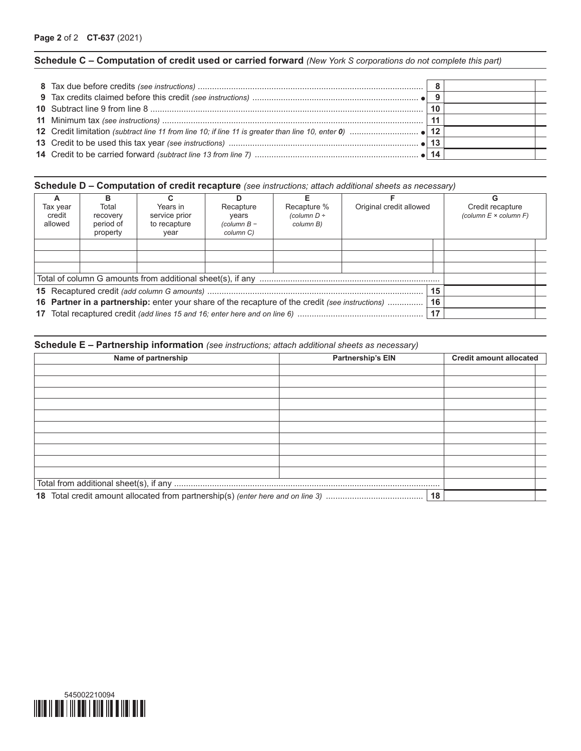## Schedule C – Computation of credit used or carried forward *(New York S corporations do not complete this part)*

| | | |
|---|---|---|
| **8** Tax due before credits *(see instructions)* | 8 | |
| **9** Tax credits claimed before this credit *(see instructions)* | 9 | |
| **10** Subtract line 9 from line 8 | 10 | |
| **11** Minimum tax *(see instructions)* | 11 | |
| **12** Credit limitation *(subtract line 11 from line 10; if line 11 is greater than line 10, enter **0**)* | 12 | |
| **13** Credit to be used this tax year *(see instructions)* | 13 | |
| **14** Credit to be carried forward *(subtract line 13 from line 7)* | 14 | |

## Schedule D – Computation of credit recapture *(see instructions; attach additional sheets as necessary)*

| A<br>Tax year credit allowed | B<br>Total recovery period of property | C<br>Years in service prior to recapture year | D<br>Recapture years *(column B − column C)* | E<br>Recapture % *(column D ÷ column B)* | F<br>Original credit allowed | G<br>Credit recapture *(column E × column F)* |
|---|---|---|---|---|---|---|
| | | | | | | |
| | | | | | | |
| | | | | | | |
| Total of column G amounts from additional sheet(s), if any | | | | | | |
| **15** Recaptured credit *(add column G amounts)* | | | | | 15 | |
| **16** **Partner in a partnership:** enter your share of the recapture of the credit *(see instructions)* | | | | | 16 | |
| **17** Total recaptured credit *(add lines 15 and 16; enter here and on line 6)* | | | | | 17 | |

## Schedule E – Partnership information *(see instructions; attach additional sheets as necessary)*

| Name of partnership | Partnership's EIN | Credit amount allocated |
|---|---|---|
| | | |
| | | |
| | | |
| | | |
| | | |
| | | |
| | | |
| | | |
| | | |
| | | |
| Total from additional sheet(s), if any | | |
| **18** Total credit amount allocated from partnership(s) *(enter here and on line 3)* | 18 | |

545002210094